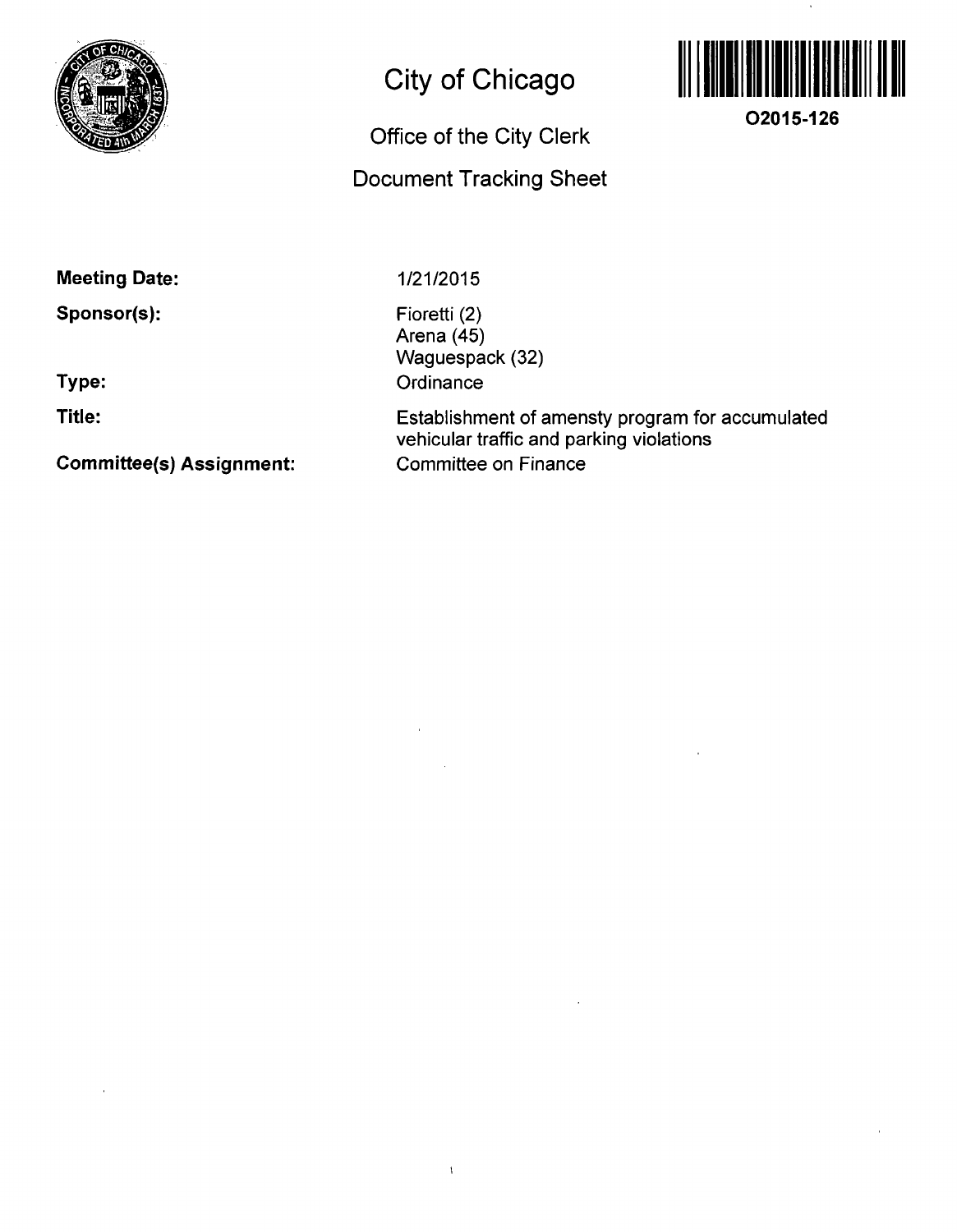# City of Chicago

## Office of the City Clerk

## Document Tracking Sheet

**O2015-126**

**Meeting Date:** 1/21/2015

**Sponsor(s):** Fioretti (2)
Arena (45)
Waguespack (32)

**Type:** Ordinance

**Title:** Establishment of amensty program for accumulated vehicular traffic and parking violations

**Committee(s) Assignment:** Committee on Finance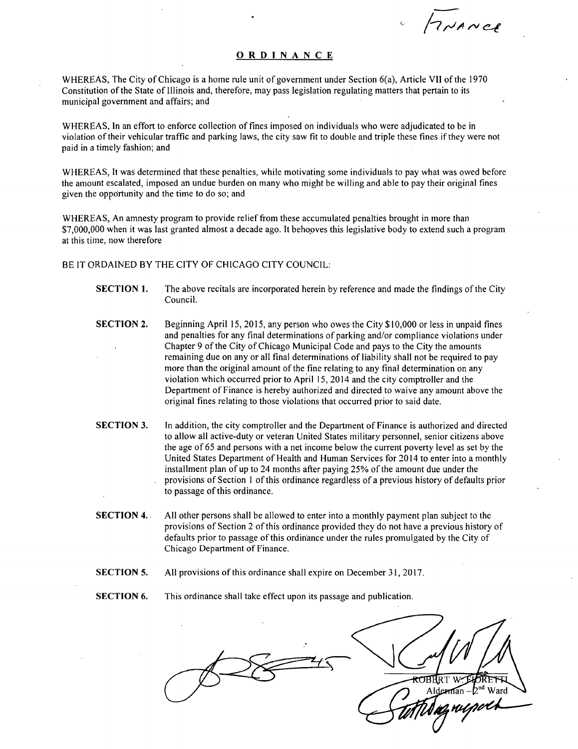Finance

## ORDINANCE

WHEREAS, The City of Chicago is a home rule unit of government under Section 6(a), Article VII of the 1970 Constitution of the State of Illinois and, therefore, may pass legislation regulating matters that pertain to its municipal government and affairs; and

WHEREAS, In an effort to enforce collection of fines imposed on individuals who were adjudicated to be in violation of their vehicular traffic and parking laws, the city saw fit to double and triple these fines if they were not paid in a timely fashion; and

WHEREAS, It was determined that these penalties, while motivating some individuals to pay what was owed before the amount escalated, imposed an undue burden on many who might be willing and able to pay their original fines given the opportunity and the time to do so; and

WHEREAS, An amnesty program to provide relief from these accumulated penalties brought in more than $7,000,000 when it was last granted almost a decade ago. It behooves this legislative body to extend such a program at this time, now therefore

BE IT ORDAINED BY THE CITY OF CHICAGO CITY COUNCIL:

**SECTION 1.** The above recitals are incorporated herein by reference and made the findings of the City Council.

**SECTION 2.** Beginning April 15, 2015, any person who owes the City $10,000 or less in unpaid fines and penalties for any final determinations of parking and/or compliance violations under Chapter 9 of the City of Chicago Municipal Code and pays to the City the amounts remaining due on any or all final determinations of liability shall not be required to pay more than the original amount of the fine relating to any final determination on any violation which occurred prior to April 15, 2014 and the city comptroller and the Department of Finance is hereby authorized and directed to waive any amount above the original fines relating to those violations that occurred prior to said date.

**SECTION 3.** In addition, the city comptroller and the Department of Finance is authorized and directed to allow all active-duty or veteran United States military personnel, senior citizens above the age of 65 and persons with a net income below the current poverty level as set by the United States Department of Health and Human Services for 2014 to enter into a monthly installment plan of up to 24 months after paying 25% of the amount due under the provisions of Section 1 of this ordinance regardless of a previous history of defaults prior to passage of this ordinance.

**SECTION 4.** All other persons shall be allowed to enter into a monthly payment plan subject to the provisions of Section 2 of this ordinance provided they do not have a previous history of defaults prior to passage of this ordinance under the rules promulgated by the City of Chicago Department of Finance.

**SECTION 5.** All provisions of this ordinance shall expire on December 31, 2017.

**SECTION 6.** This ordinance shall take effect upon its passage and publication.

ROBERT W. FIORETTI
Alderman – 2nd Ward